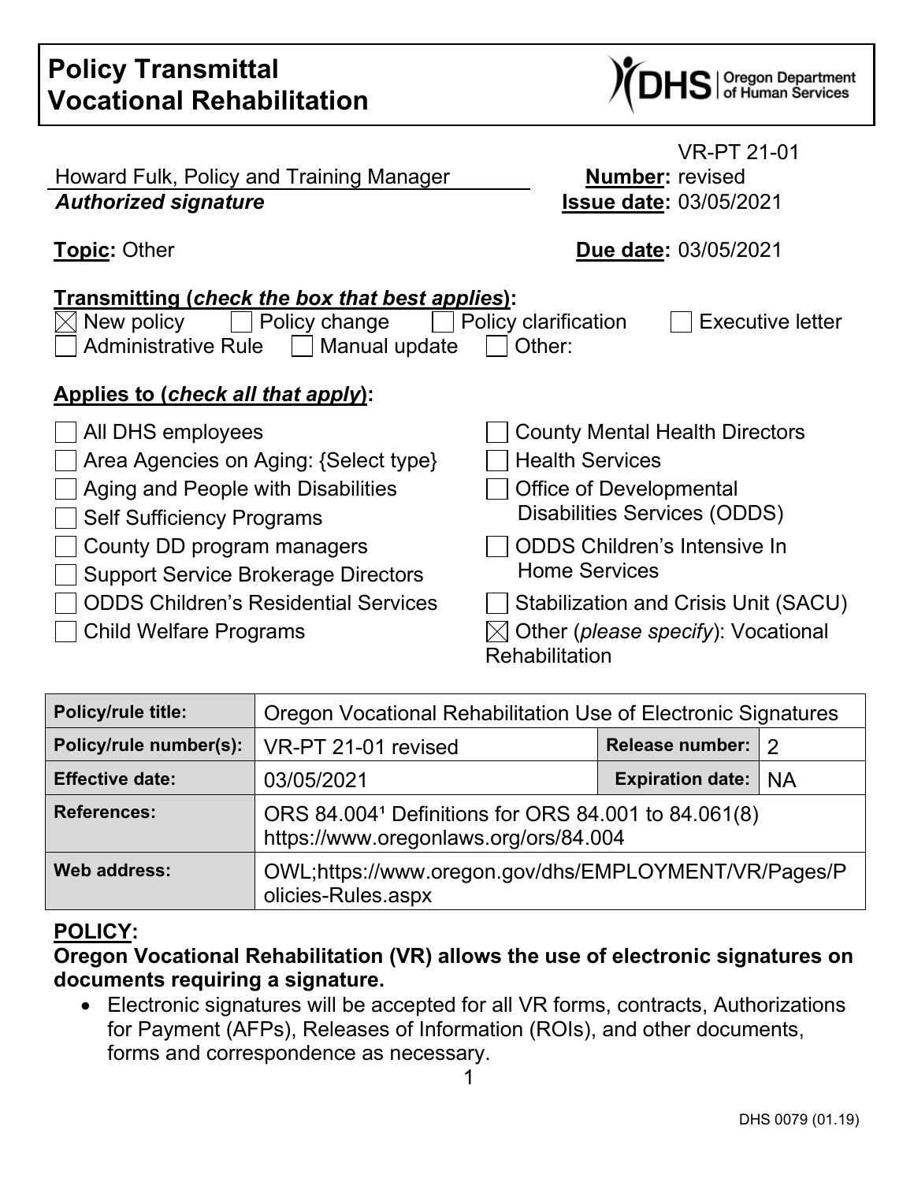# Policy Transmittal
# Vocational Rehabilitation

DHS | Oregon Department of Human Services

Howard Fulk, Policy and Training Manager
***Authorized signature***

**Number:** VR-PT 21-01 revised
**Issue date:** 03/05/2021

**Topic:** Other

**Due date:** 03/05/2021

**Transmitting (*check the box that best applies*):**

☒ New policy ☐ Policy change ☐ Policy clarification ☐ Executive letter
☐ Administrative Rule ☐ Manual update ☐ Other:

**Applies to (*check all that apply*):**

☐ All DHS employees
☐ Area Agencies on Aging: {Select type}
☐ Aging and People with Disabilities
☐ Self Sufficiency Programs
☐ County DD program managers
☐ Support Service Brokerage Directors
☐ ODDS Children's Residential Services
☐ Child Welfare Programs
☐ County Mental Health Directors
☐ Health Services
☐ Office of Developmental Disabilities Services (ODDS)
☐ ODDS Children's Intensive In Home Services
☐ Stabilization and Crisis Unit (SACU)
☒ Other (*please specify*): Vocational Rehabilitation

| **Policy/rule title:** | Oregon Vocational Rehabilitation Use of Electronic Signatures | | |
|---|---|---|---|
| **Policy/rule number(s):** | VR-PT 21-01 revised | **Release number:** | 2 |
| **Effective date:** | 03/05/2021 | **Expiration date:** | NA |
| **References:** | ORS 84.004[1] Definitions for ORS 84.001 to 84.061(8) https://www.oregonlaws.org/ors/84.004 | | |
| **Web address:** | OWL;https://www.oregon.gov/dhs/EMPLOYMENT/VR/Pages/Policies-Rules.aspx | | |

## POLICY:

**Oregon Vocational Rehabilitation (VR) allows the use of electronic signatures on documents requiring a signature.**

- Electronic signatures will be accepted for all VR forms, contracts, Authorizations for Payment (AFPs), Releases of Information (ROIs), and other documents, forms and correspondence as necessary.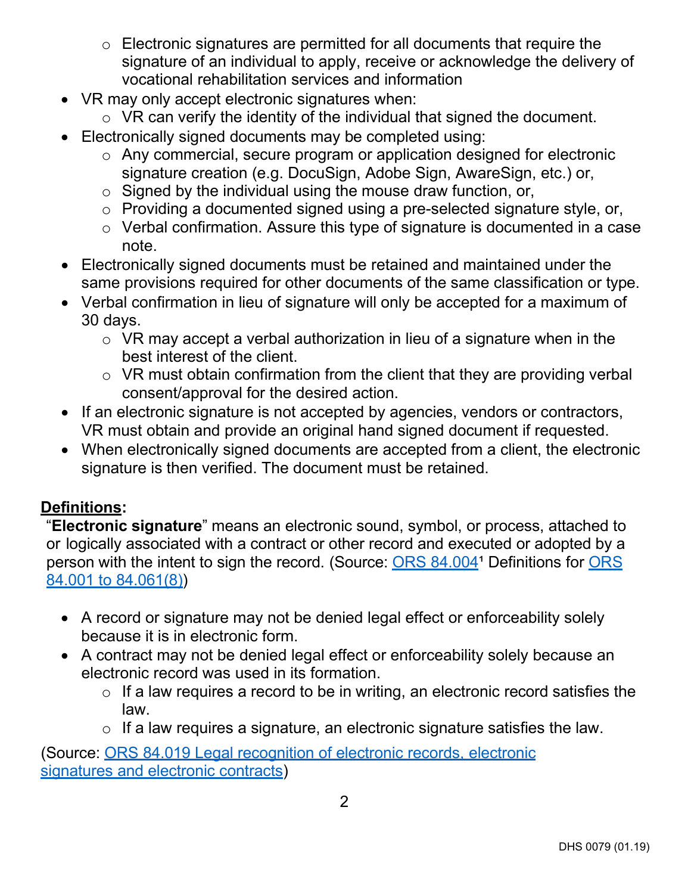- Electronic signatures are permitted for all documents that require the signature of an individual to apply, receive or acknowledge the delivery of vocational rehabilitation services and information
- VR may only accept electronic signatures when:
  - VR can verify the identity of the individual that signed the document.
- Electronically signed documents may be completed using:
  - Any commercial, secure program or application designed for electronic signature creation (e.g. DocuSign, Adobe Sign, AwareSign, etc.) or,
  - Signed by the individual using the mouse draw function, or,
  - Providing a documented signed using a pre-selected signature style, or,
  - Verbal confirmation. Assure this type of signature is documented in a case note.
- Electronically signed documents must be retained and maintained under the same provisions required for other documents of the same classification or type.
- Verbal confirmation in lieu of signature will only be accepted for a maximum of 30 days.
  - VR may accept a verbal authorization in lieu of a signature when in the best interest of the client.
  - VR must obtain confirmation from the client that they are providing verbal consent/approval for the desired action.
- If an electronic signature is not accepted by agencies, vendors or contractors, VR must obtain and provide an original hand signed document if requested.
- When electronically signed documents are accepted from a client, the electronic signature is then verified. The document must be retained.

**Definitions:**

"**Electronic signature**" means an electronic sound, symbol, or process, attached to or logically associated with a contract or other record and executed or adopted by a person with the intent to sign the record. (Source: ORS 84.004[1] Definitions for ORS 84.001 to 84.061(8))

- A record or signature may not be denied legal effect or enforceability solely because it is in electronic form.
- A contract may not be denied legal effect or enforceability solely because an electronic record was used in its formation.
  - If a law requires a record to be in writing, an electronic record satisfies the law.
  - If a law requires a signature, an electronic signature satisfies the law.

(Source: ORS 84.019 Legal recognition of electronic records, electronic signatures and electronic contracts)

DHS 0079 (01.19)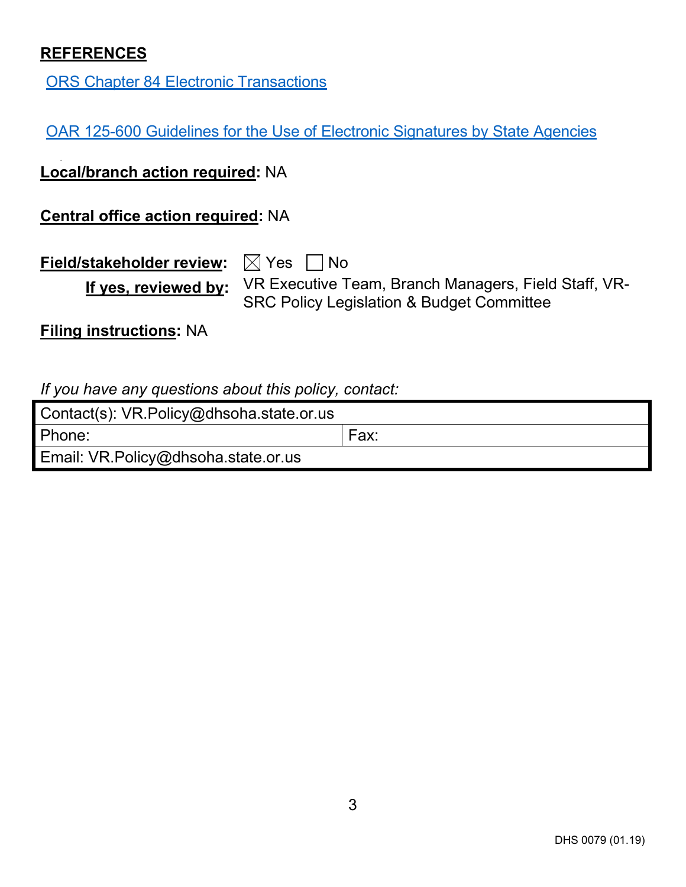**REFERENCES**

[ORS Chapter 84 Electronic Transactions]

[OAR 125-600 Guidelines for the Use of Electronic Signatures by State Agencies]

**Local/branch action required:** NA

**Central office action required:** NA

**Field/stakeholder review:** ☒ Yes ☐ No

**If yes, reviewed by:** VR Executive Team, Branch Managers, Field Staff, VR-SRC Policy Legislation & Budget Committee

**Filing instructions:** NA

*If you have any questions about this policy, contact:*

| | |
|---|---|
| Contact(s): VR.Policy@dhsoha.state.or.us | |
| Phone: | Fax: |
| Email: VR.Policy@dhsoha.state.or.us | |

DHS 0079 (01.19)